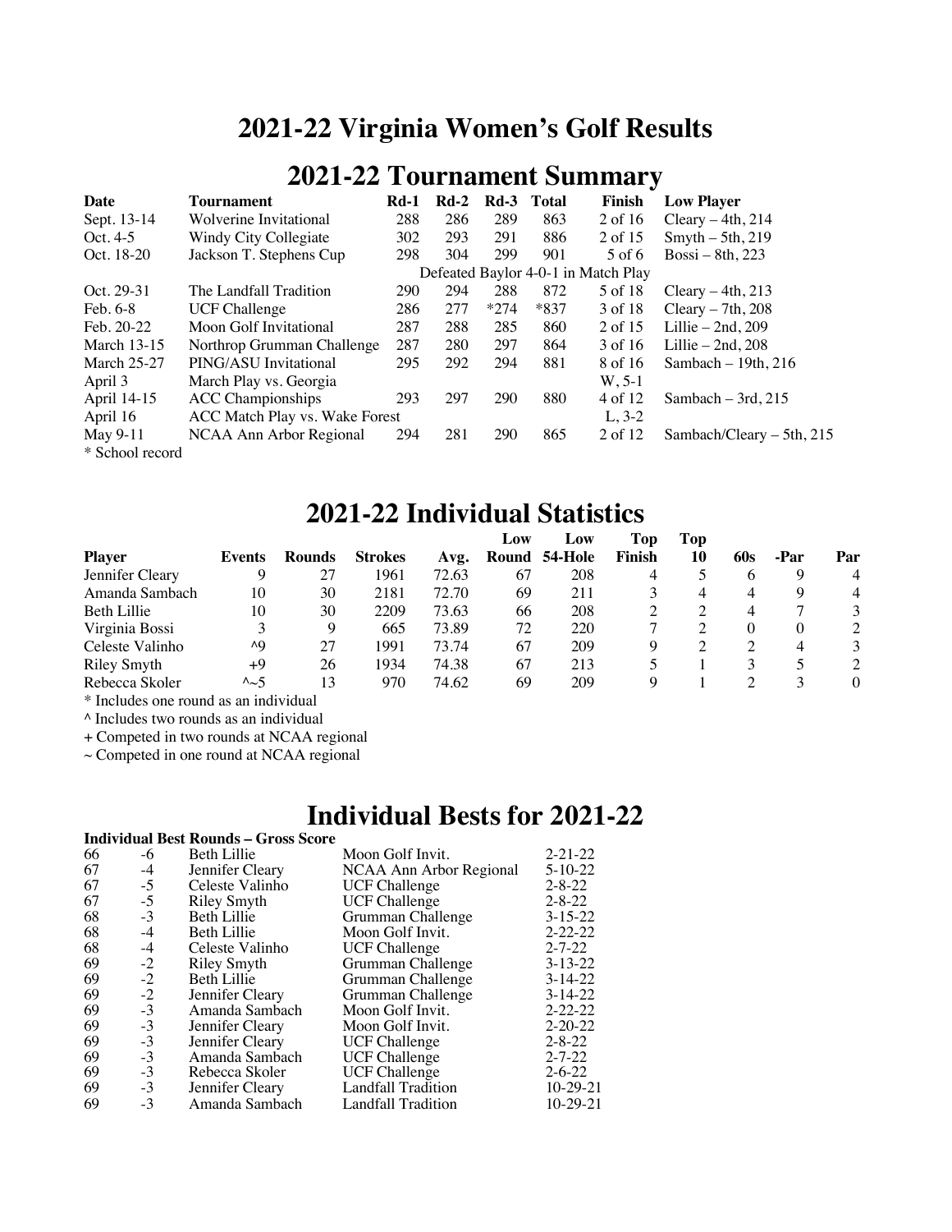# 2021-22 Virginia Women's Golf Results

## 2021-22 Tournament Summary

| Date | Tournament | Rd-1 | Rd-2 | Rd-3 | Total | Finish | Low Player |
|---|---|---|---|---|---|---|---|
| Sept. 13-14 | Wolverine Invitational | 288 | 286 | 289 | 863 | 2 of 16 | Cleary – 4th, 214 |
| Oct. 4-5 | Windy City Collegiate | 302 | 293 | 291 | 886 | 2 of 15 | Smyth – 5th, 219 |
| Oct. 18-20 | Jackson T. Stephens Cup | 298 | 304 | 299 | 901 | 5 of 6 | Bossi – 8th, 223 |
| | | Defeated Baylor 4-0-1 in Match Play | | | | | |
| Oct. 29-31 | The Landfall Tradition | 290 | 294 | 288 | 872 | 5 of 18 | Cleary – 4th, 213 |
| Feb. 6-8 | UCF Challenge | 286 | 277 | *274 | *837 | 3 of 18 | Cleary – 7th, 208 |
| Feb. 20-22 | Moon Golf Invitational | 287 | 288 | 285 | 860 | 2 of 15 | Lillie – 2nd, 209 |
| March 13-15 | Northrop Grumman Challenge | 287 | 280 | 297 | 864 | 3 of 16 | Lillie – 2nd, 208 |
| March 25-27 | PING/ASU Invitational | 295 | 292 | 294 | 881 | 8 of 16 | Sambach – 19th, 216 |
| April 3 | March Play vs. Georgia | | | | | W, 5-1 | |
| April 14-15 | ACC Championships | 293 | 297 | 290 | 880 | 4 of 12 | Sambach – 3rd, 215 |
| April 16 | ACC Match Play vs. Wake Forest | | | | | L, 3-2 | |
| May 9-11 | NCAA Ann Arbor Regional | 294 | 281 | 290 | 865 | 2 of 12 | Sambach/Cleary – 5th, 215 |

* School record

## 2021-22 Individual Statistics

| Player | Events | Rounds | Strokes | Avg. | Low Round | Low 54-Hole | Top Finish | Top 10 | 60s | -Par | Par |
|---|---|---|---|---|---|---|---|---|---|---|---|
| Jennifer Cleary | 9 | 27 | 1961 | 72.63 | 67 | 208 | 4 | 5 | 6 | 9 | 4 |
| Amanda Sambach | 10 | 30 | 2181 | 72.70 | 69 | 211 | 3 | 4 | 4 | 9 | 4 |
| Beth Lillie | 10 | 30 | 2209 | 73.63 | 66 | 208 | 2 | 2 | 4 | 7 | 3 |
| Virginia Bossi | 3 | 9 | 665 | 73.89 | 72 | 220 | 7 | 2 | 0 | 0 | 2 |
| Celeste Valinho | ^9 | 27 | 1991 | 73.74 | 67 | 209 | 9 | 2 | 2 | 4 | 3 |
| Riley Smyth | +9 | 26 | 1934 | 74.38 | 67 | 213 | 5 | 1 | 3 | 5 | 2 |
| Rebecca Skoler | ^~5 | 13 | 970 | 74.62 | 69 | 209 | 9 | 1 | 2 | 3 | 0 |

* Includes one round as an individual

^ Includes two rounds as an individual

+ Competed in two rounds at NCAA regional

~ Competed in one round at NCAA regional

## Individual Bests for 2021-22

**Individual Best Rounds – Gross Score**

| | | | | |
|---|---|---|---|---|
| 66 | -6 | Beth Lillie | Moon Golf Invit. | 2-21-22 |
| 67 | -4 | Jennifer Cleary | NCAA Ann Arbor Regional | 5-10-22 |
| 67 | -5 | Celeste Valinho | UCF Challenge | 2-8-22 |
| 67 | -5 | Riley Smyth | UCF Challenge | 2-8-22 |
| 68 | -3 | Beth Lillie | Grumman Challenge | 3-15-22 |
| 68 | -4 | Beth Lillie | Moon Golf Invit. | 2-22-22 |
| 68 | -4 | Celeste Valinho | UCF Challenge | 2-7-22 |
| 69 | -2 | Riley Smyth | Grumman Challenge | 3-13-22 |
| 69 | -2 | Beth Lillie | Grumman Challenge | 3-14-22 |
| 69 | -2 | Jennifer Cleary | Grumman Challenge | 3-14-22 |
| 69 | -3 | Amanda Sambach | Moon Golf Invit. | 2-22-22 |
| 69 | -3 | Jennifer Cleary | Moon Golf Invit. | 2-20-22 |
| 69 | -3 | Jennifer Cleary | UCF Challenge | 2-8-22 |
| 69 | -3 | Amanda Sambach | UCF Challenge | 2-7-22 |
| 69 | -3 | Rebecca Skoler | UCF Challenge | 2-6-22 |
| 69 | -3 | Jennifer Cleary | Landfall Tradition | 10-29-21 |
| 69 | -3 | Amanda Sambach | Landfall Tradition | 10-29-21 |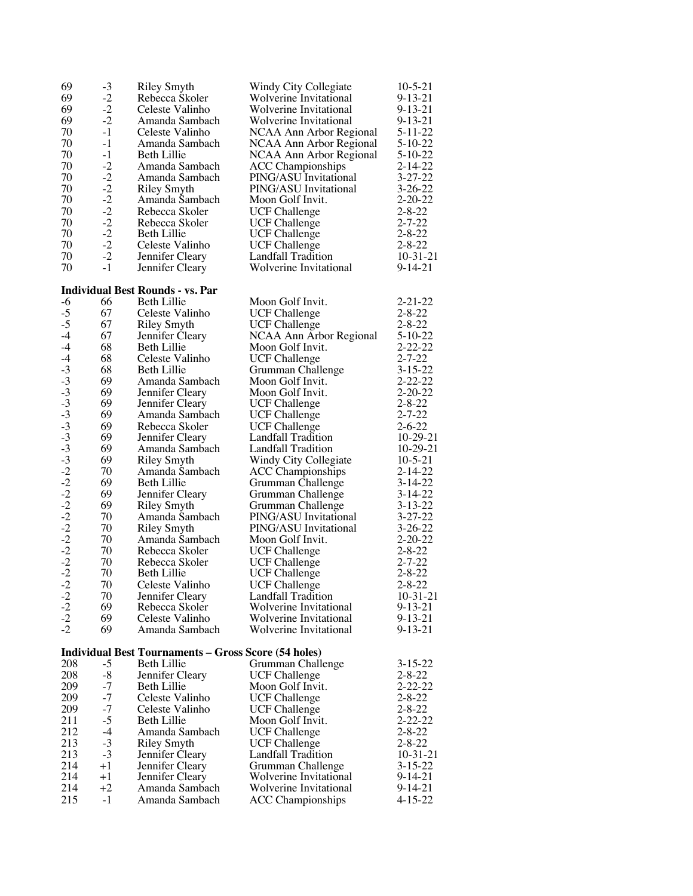| | | | | |
|---|---|---|---|---|
| 69 | -3 | Riley Smyth | Windy City Collegiate | 10-5-21 |
| 69 | -2 | Rebecca Skoler | Wolverine Invitational | 9-13-21 |
| 69 | -2 | Celeste Valinho | Wolverine Invitational | 9-13-21 |
| 69 | -2 | Amanda Sambach | Wolverine Invitational | 9-13-21 |
| 70 | -1 | Celeste Valinho | NCAA Ann Arbor Regional | 5-11-22 |
| 70 | -1 | Amanda Sambach | NCAA Ann Arbor Regional | 5-10-22 |
| 70 | -1 | Beth Lillie | NCAA Ann Arbor Regional | 5-10-22 |
| 70 | -2 | Amanda Sambach | ACC Championships | 2-14-22 |
| 70 | -2 | Amanda Sambach | PING/ASU Invitational | 3-27-22 |
| 70 | -2 | Riley Smyth | PING/ASU Invitational | 3-26-22 |
| 70 | -2 | Amanda Sambach | Moon Golf Invit. | 2-20-22 |
| 70 | -2 | Rebecca Skoler | UCF Challenge | 2-8-22 |
| 70 | -2 | Rebecca Skoler | UCF Challenge | 2-7-22 |
| 70 | -2 | Beth Lillie | UCF Challenge | 2-8-22 |
| 70 | -2 | Celeste Valinho | UCF Challenge | 2-8-22 |
| 70 | -2 | Jennifer Cleary | Landfall Tradition | 10-31-21 |
| 70 | -1 | Jennifer Cleary | Wolverine Invitational | 9-14-21 |

**Individual Best Rounds - vs. Par**

| | | | | |
|---|---|---|---|---|
| -6 | 66 | Beth Lillie | Moon Golf Invit. | 2-21-22 |
| -5 | 67 | Celeste Valinho | UCF Challenge | 2-8-22 |
| -5 | 67 | Riley Smyth | UCF Challenge | 2-8-22 |
| -4 | 67 | Jennifer Cleary | NCAA Ann Arbor Regional | 5-10-22 |
| -4 | 68 | Beth Lillie | Moon Golf Invit. | 2-22-22 |
| -4 | 68 | Celeste Valinho | UCF Challenge | 2-7-22 |
| -3 | 68 | Beth Lillie | Grumman Challenge | 3-15-22 |
| -3 | 69 | Amanda Sambach | Moon Golf Invit. | 2-22-22 |
| -3 | 69 | Jennifer Cleary | Moon Golf Invit. | 2-20-22 |
| -3 | 69 | Jennifer Cleary | UCF Challenge | 2-8-22 |
| -3 | 69 | Amanda Sambach | UCF Challenge | 2-7-22 |
| -3 | 69 | Rebecca Skoler | UCF Challenge | 2-6-22 |
| -3 | 69 | Jennifer Cleary | Landfall Tradition | 10-29-21 |
| -3 | 69 | Amanda Sambach | Landfall Tradition | 10-29-21 |
| -3 | 69 | Riley Smyth | Windy City Collegiate | 10-5-21 |
| -2 | 70 | Amanda Sambach | ACC Championships | 2-14-22 |
| -2 | 69 | Beth Lillie | Grumman Challenge | 3-14-22 |
| -2 | 69 | Jennifer Cleary | Grumman Challenge | 3-14-22 |
| -2 | 69 | Riley Smyth | Grumman Challenge | 3-13-22 |
| -2 | 70 | Amanda Sambach | PING/ASU Invitational | 3-27-22 |
| -2 | 70 | Riley Smyth | PING/ASU Invitational | 3-26-22 |
| -2 | 70 | Amanda Sambach | Moon Golf Invit. | 2-20-22 |
| -2 | 70 | Rebecca Skoler | UCF Challenge | 2-8-22 |
| -2 | 70 | Rebecca Skoler | UCF Challenge | 2-7-22 |
| -2 | 70 | Beth Lillie | UCF Challenge | 2-8-22 |
| -2 | 70 | Celeste Valinho | UCF Challenge | 2-8-22 |
| -2 | 70 | Jennifer Cleary | Landfall Tradition | 10-31-21 |
| -2 | 69 | Rebecca Skoler | Wolverine Invitational | 9-13-21 |
| -2 | 69 | Celeste Valinho | Wolverine Invitational | 9-13-21 |
| -2 | 69 | Amanda Sambach | Wolverine Invitational | 9-13-21 |

**Individual Best Tournaments – Gross Score (54 holes)**

| | | | | |
|---|---|---|---|---|
| 208 | -5 | Beth Lillie | Grumman Challenge | 3-15-22 |
| 208 | -8 | Jennifer Cleary | UCF Challenge | 2-8-22 |
| 209 | -7 | Beth Lillie | Moon Golf Invit. | 2-22-22 |
| 209 | -7 | Celeste Valinho | UCF Challenge | 2-8-22 |
| 209 | -7 | Celeste Valinho | UCF Challenge | 2-8-22 |
| 211 | -5 | Beth Lillie | Moon Golf Invit. | 2-22-22 |
| 212 | -4 | Amanda Sambach | UCF Challenge | 2-8-22 |
| 213 | -3 | Riley Smyth | UCF Challenge | 2-8-22 |
| 213 | -3 | Jennifer Cleary | Landfall Tradition | 10-31-21 |
| 214 | +1 | Jennifer Cleary | Grumman Challenge | 3-15-22 |
| 214 | +1 | Jennifer Cleary | Wolverine Invitational | 9-14-21 |
| 214 | +2 | Amanda Sambach | Wolverine Invitational | 9-14-21 |
| 215 | -1 | Amanda Sambach | ACC Championships | 4-15-22 |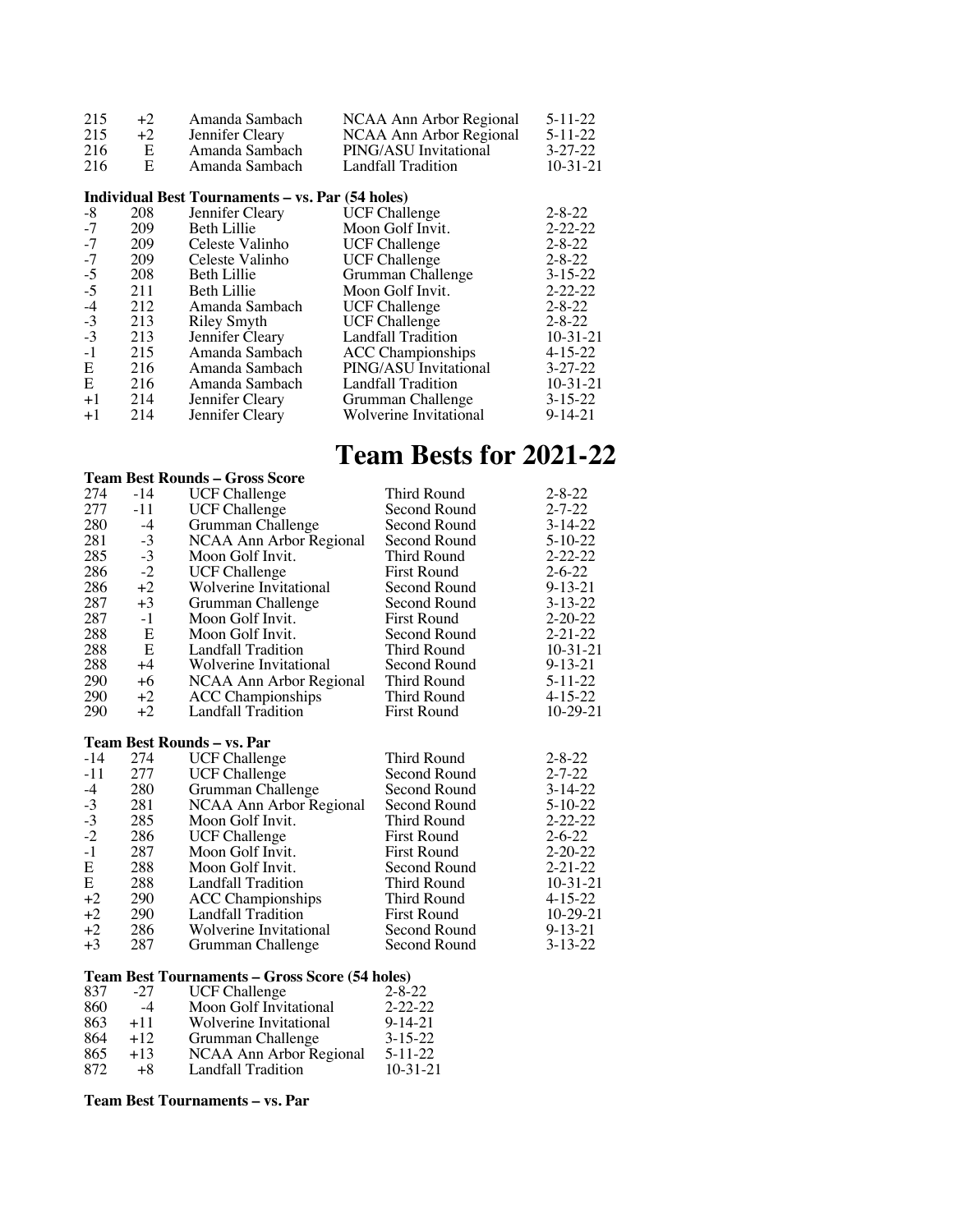| | | | | |
|---|---|---|---|---|
| 215 | +2 | Amanda Sambach | NCAA Ann Arbor Regional | 5-11-22 |
| 215 | +2 | Jennifer Cleary | NCAA Ann Arbor Regional | 5-11-22 |
| 216 | E | Amanda Sambach | PING/ASU Invitational | 3-27-22 |
| 216 | E | Amanda Sambach | Landfall Tradition | 10-31-21 |

**Individual Best Tournaments – vs. Par (54 holes)**

| | | | | |
|---|---|---|---|---|
| -8 | 208 | Jennifer Cleary | UCF Challenge | 2-8-22 |
| -7 | 209 | Beth Lillie | Moon Golf Invit. | 2-22-22 |
| -7 | 209 | Celeste Valinho | UCF Challenge | 2-8-22 |
| -7 | 209 | Celeste Valinho | UCF Challenge | 2-8-22 |
| -5 | 208 | Beth Lillie | Grumman Challenge | 3-15-22 |
| -5 | 211 | Beth Lillie | Moon Golf Invit. | 2-22-22 |
| -4 | 212 | Amanda Sambach | UCF Challenge | 2-8-22 |
| -3 | 213 | Riley Smyth | UCF Challenge | 2-8-22 |
| -3 | 213 | Jennifer Cleary | Landfall Tradition | 10-31-21 |
| -1 | 215 | Amanda Sambach | ACC Championships | 4-15-22 |
| E | 216 | Amanda Sambach | PING/ASU Invitational | 3-27-22 |
| E | 216 | Amanda Sambach | Landfall Tradition | 10-31-21 |
| +1 | 214 | Jennifer Cleary | Grumman Challenge | 3-15-22 |
| +1 | 214 | Jennifer Cleary | Wolverine Invitational | 9-14-21 |

# Team Bests for 2021-22

**Team Best Rounds – Gross Score**

| | | | | |
|---|---|---|---|---|
| 274 | -14 | UCF Challenge | Third Round | 2-8-22 |
| 277 | -11 | UCF Challenge | Second Round | 2-7-22 |
| 280 | -4 | Grumman Challenge | Second Round | 3-14-22 |
| 281 | -3 | NCAA Ann Arbor Regional | Second Round | 5-10-22 |
| 285 | -3 | Moon Golf Invit. | Third Round | 2-22-22 |
| 286 | -2 | UCF Challenge | First Round | 2-6-22 |
| 286 | +2 | Wolverine Invitational | Second Round | 9-13-21 |
| 287 | +3 | Grumman Challenge | Second Round | 3-13-22 |
| 287 | -1 | Moon Golf Invit. | First Round | 2-20-22 |
| 288 | E | Moon Golf Invit. | Second Round | 2-21-22 |
| 288 | E | Landfall Tradition | Third Round | 10-31-21 |
| 288 | +4 | Wolverine Invitational | Second Round | 9-13-21 |
| 290 | +6 | NCAA Ann Arbor Regional | Third Round | 5-11-22 |
| 290 | +2 | ACC Championships | Third Round | 4-15-22 |
| 290 | +2 | Landfall Tradition | First Round | 10-29-21 |

**Team Best Rounds – vs. Par**

| | | | | |
|---|---|---|---|---|
| -14 | 274 | UCF Challenge | Third Round | 2-8-22 |
| -11 | 277 | UCF Challenge | Second Round | 2-7-22 |
| -4 | 280 | Grumman Challenge | Second Round | 3-14-22 |
| -3 | 281 | NCAA Ann Arbor Regional | Second Round | 5-10-22 |
| -3 | 285 | Moon Golf Invit. | Third Round | 2-22-22 |
| -2 | 286 | UCF Challenge | First Round | 2-6-22 |
| -1 | 287 | Moon Golf Invit. | First Round | 2-20-22 |
| E | 288 | Moon Golf Invit. | Second Round | 2-21-22 |
| E | 288 | Landfall Tradition | Third Round | 10-31-21 |
| +2 | 290 | ACC Championships | Third Round | 4-15-22 |
| +2 | 290 | Landfall Tradition | First Round | 10-29-21 |
| +2 | 286 | Wolverine Invitational | Second Round | 9-13-21 |
| +3 | 287 | Grumman Challenge | Second Round | 3-13-22 |

**Team Best Tournaments – Gross Score (54 holes)**

| | | | |
|---|---|---|---|
| 837 | -27 | UCF Challenge | 2-8-22 |
| 860 | -4 | Moon Golf Invitational | 2-22-22 |
| 863 | +11 | Wolverine Invitational | 9-14-21 |
| 864 | +12 | Grumman Challenge | 3-15-22 |
| 865 | +13 | NCAA Ann Arbor Regional | 5-11-22 |
| 872 | +8 | Landfall Tradition | 10-31-21 |

**Team Best Tournaments – vs. Par**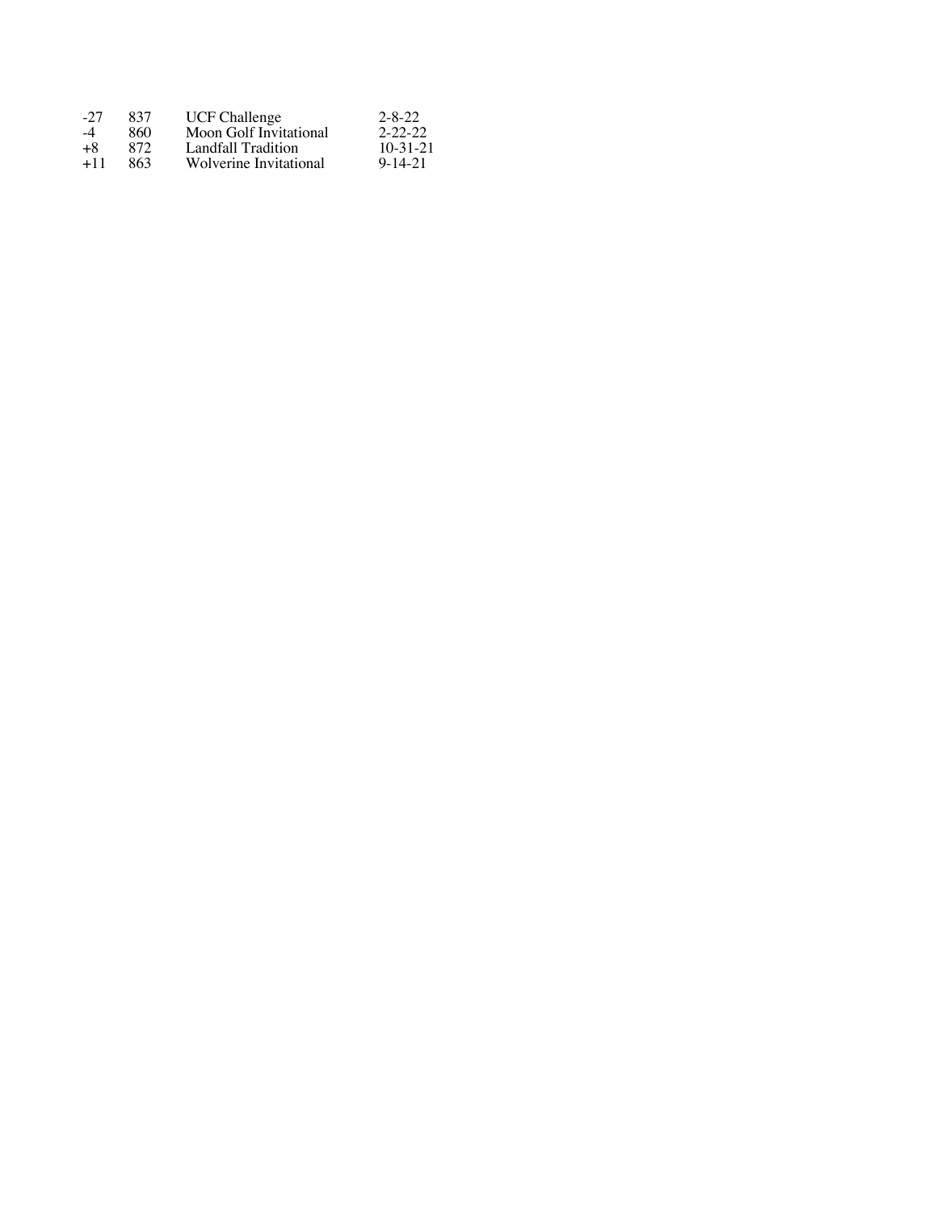| | | | |
|---|---|---|---|
| -27 | 837 | UCF Challenge | 2-8-22 |
| -4 | 860 | Moon Golf Invitational | 2-22-22 |
| +8 | 872 | Landfall Tradition | 10-31-21 |
| +11 | 863 | Wolverine Invitational | 9-14-21 |